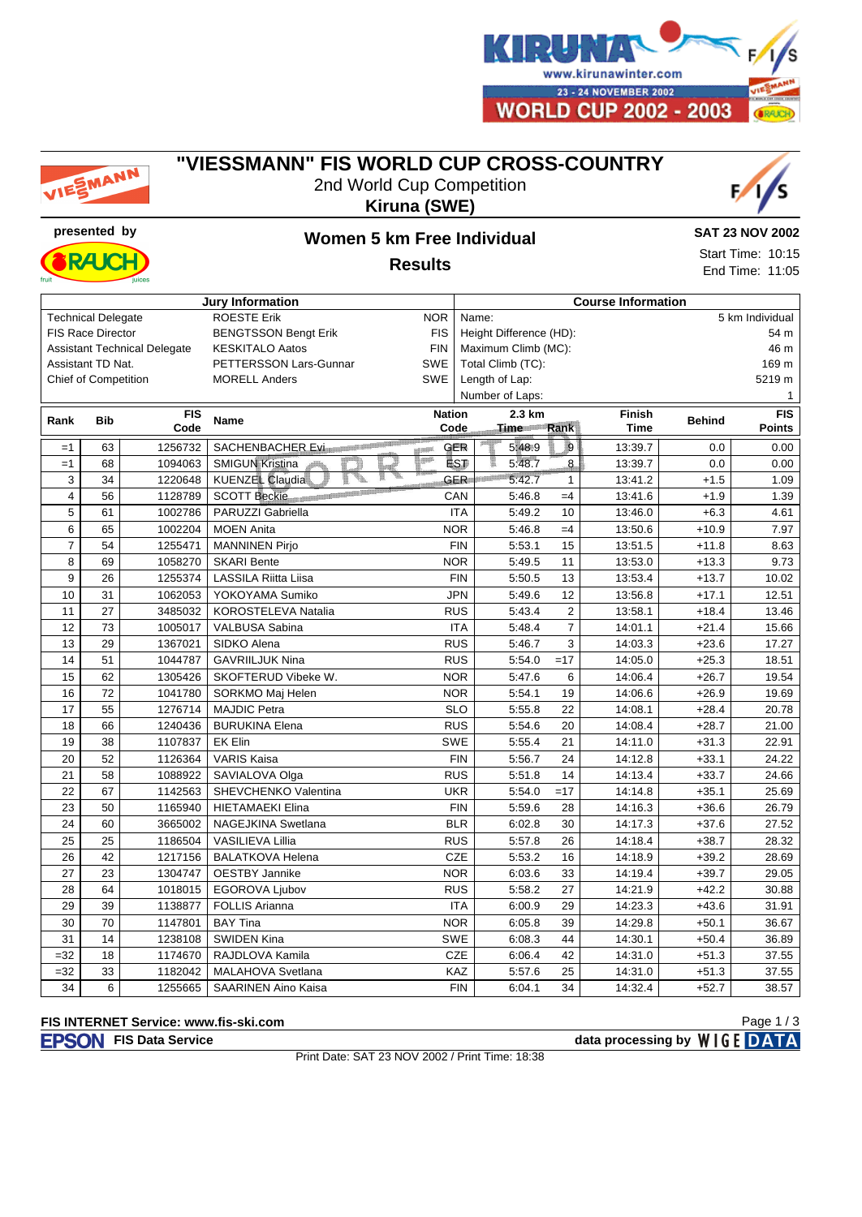# "VIESSMANN" FIS WORLD CUP CROSS-COUNTRY

2nd World Cup Competition

**Kiruna (SWE)**

presented by

## Women 5 km Free Individual

## Results

**SAT 23 NOV 2002**

Start Time: 10:15

End Time: 11:05

| Jury Information | | | Course Information | |
|---|---|---|---|---|
| Technical Delegate | ROESTE Erik | NOR | Name: | 5 km Individual |
| FIS Race Director | BENGTSSON Bengt Erik | FIS | Height Difference (HD): | 54 m |
| Assistant Technical Delegate | KESKITALO Aatos | FIN | Maximum Climb (MC): | 46 m |
| Assistant TD Nat. | PETTERSSON Lars-Gunnar | SWE | Total Climb (TC): | 169 m |
| Chief of Competition | MORELL Anders | SWE | Length of Lap: | 5219 m |
| | | | Number of Laps: | 1 |

| Rank | Bib | FIS Code | Name | Nation Code | 2.3 km Time | 2.3 km Rank | Finish Time | Behind | FIS Points |
|---|---|---|---|---|---|---|---|---|---|
| =1 | 63 | 1256732 | SACHENBACHER Evi | GER | 5:48.9 | 9 | 13:39.7 | 0.0 | 0.00 |
| =1 | 68 | 1094063 | SMIGUN Kristina | EST | 5:48.7 | 8 | 13:39.7 | 0.0 | 0.00 |
| 3 | 34 | 1220648 | KUENZEL Claudia | GER | 5:42.7 | 1 | 13:41.2 | +1.5 | 1.09 |
| 4 | 56 | 1128789 | SCOTT Beckie | CAN | 5:46.8 | =4 | 13:41.6 | +1.9 | 1.39 |
| 5 | 61 | 1002786 | PARUZZI Gabriella | ITA | 5:49.2 | 10 | 13:46.0 | +6.3 | 4.61 |
| 6 | 65 | 1002204 | MOEN Anita | NOR | 5:46.8 | =4 | 13:50.6 | +10.9 | 7.97 |
| 7 | 54 | 1255471 | MANNINEN Pirjo | FIN | 5:53.1 | 15 | 13:51.5 | +11.8 | 8.63 |
| 8 | 69 | 1058270 | SKARI Bente | NOR | 5:49.5 | 11 | 13:53.0 | +13.3 | 9.73 |
| 9 | 26 | 1255374 | LASSILA Riitta Liisa | FIN | 5:50.5 | 13 | 13:53.4 | +13.7 | 10.02 |
| 10 | 31 | 1062053 | YOKOYAMA Sumiko | JPN | 5:49.6 | 12 | 13:56.8 | +17.1 | 12.51 |
| 11 | 27 | 3485032 | KOROSTELEVA Natalia | RUS | 5:43.4 | 2 | 13:58.1 | +18.4 | 13.46 |
| 12 | 73 | 1005017 | VALBUSA Sabina | ITA | 5:48.4 | 7 | 14:01.1 | +21.4 | 15.66 |
| 13 | 29 | 1367021 | SIDKO Alena | RUS | 5:46.7 | 3 | 14:03.3 | +23.6 | 17.27 |
| 14 | 51 | 1044787 | GAVRIILJUK Nina | RUS | 5:54.0 | =17 | 14:05.0 | +25.3 | 18.51 |
| 15 | 62 | 1305426 | SKOFTERUD Vibeke W. | NOR | 5:47.6 | 6 | 14:06.4 | +26.7 | 19.54 |
| 16 | 72 | 1041780 | SORKMO Maj Helen | NOR | 5:54.1 | 19 | 14:06.6 | +26.9 | 19.69 |
| 17 | 55 | 1276714 | MAJDIC Petra | SLO | 5:55.8 | 22 | 14:08.1 | +28.4 | 20.78 |
| 18 | 66 | 1240436 | BURUKINA Elena | RUS | 5:54.6 | 20 | 14:08.4 | +28.7 | 21.00 |
| 19 | 38 | 1107837 | EK Elin | SWE | 5:55.4 | 21 | 14:11.0 | +31.3 | 22.91 |
| 20 | 52 | 1126364 | VARIS Kaisa | FIN | 5:56.7 | 24 | 14:12.8 | +33.1 | 24.22 |
| 21 | 58 | 1088922 | SAVIALOVA Olga | RUS | 5:51.8 | 14 | 14:13.4 | +33.7 | 24.66 |
| 22 | 67 | 1142563 | SHEVCHENKO Valentina | UKR | 5:54.0 | =17 | 14:14.8 | +35.1 | 25.69 |
| 23 | 50 | 1165940 | HIETAMAEKI Elina | FIN | 5:59.6 | 28 | 14:16.3 | +36.6 | 26.79 |
| 24 | 60 | 3665002 | NAGEJKINA Swetlana | BLR | 6:02.8 | 30 | 14:17.3 | +37.6 | 27.52 |
| 25 | 25 | 1186504 | VASILIEVA Lillia | RUS | 5:57.8 | 26 | 14:18.4 | +38.7 | 28.32 |
| 26 | 42 | 1217156 | BALATKOVA Helena | CZE | 5:53.2 | 16 | 14:18.9 | +39.2 | 28.69 |
| 27 | 23 | 1304747 | OESTBY Jannike | NOR | 6:03.6 | 33 | 14:19.4 | +39.7 | 29.05 |
| 28 | 64 | 1018015 | EGOROVA Ljubov | RUS | 5:58.2 | 27 | 14:21.9 | +42.2 | 30.88 |
| 29 | 39 | 1138877 | FOLLIS Arianna | ITA | 6:00.9 | 29 | 14:23.3 | +43.6 | 31.91 |
| 30 | 70 | 1147801 | BAY Tina | NOR | 6:05.8 | 39 | 14:29.8 | +50.1 | 36.67 |
| 31 | 14 | 1238108 | SWIDEN Kina | SWE | 6:08.3 | 44 | 14:30.1 | +50.4 | 36.89 |
| =32 | 18 | 1174670 | RAJDLOVA Kamila | CZE | 6:06.4 | 42 | 14:31.0 | +51.3 | 37.55 |
| =32 | 33 | 1182042 | MALAHOVA Svetlana | KAZ | 5:57.6 | 25 | 14:31.0 | +51.3 | 37.55 |
| 34 | 6 | 1255665 | SAARINEN Aino Kaisa | FIN | 6:04.1 | 34 | 14:32.4 | +52.7 | 38.57 |

**FIS INTERNET Service: www.fis-ski.com**

**EPSON FIS Data Service** — **data processing by WIGE DATA**

Print Date: SAT 23 NOV 2002 / Print Time: 18:38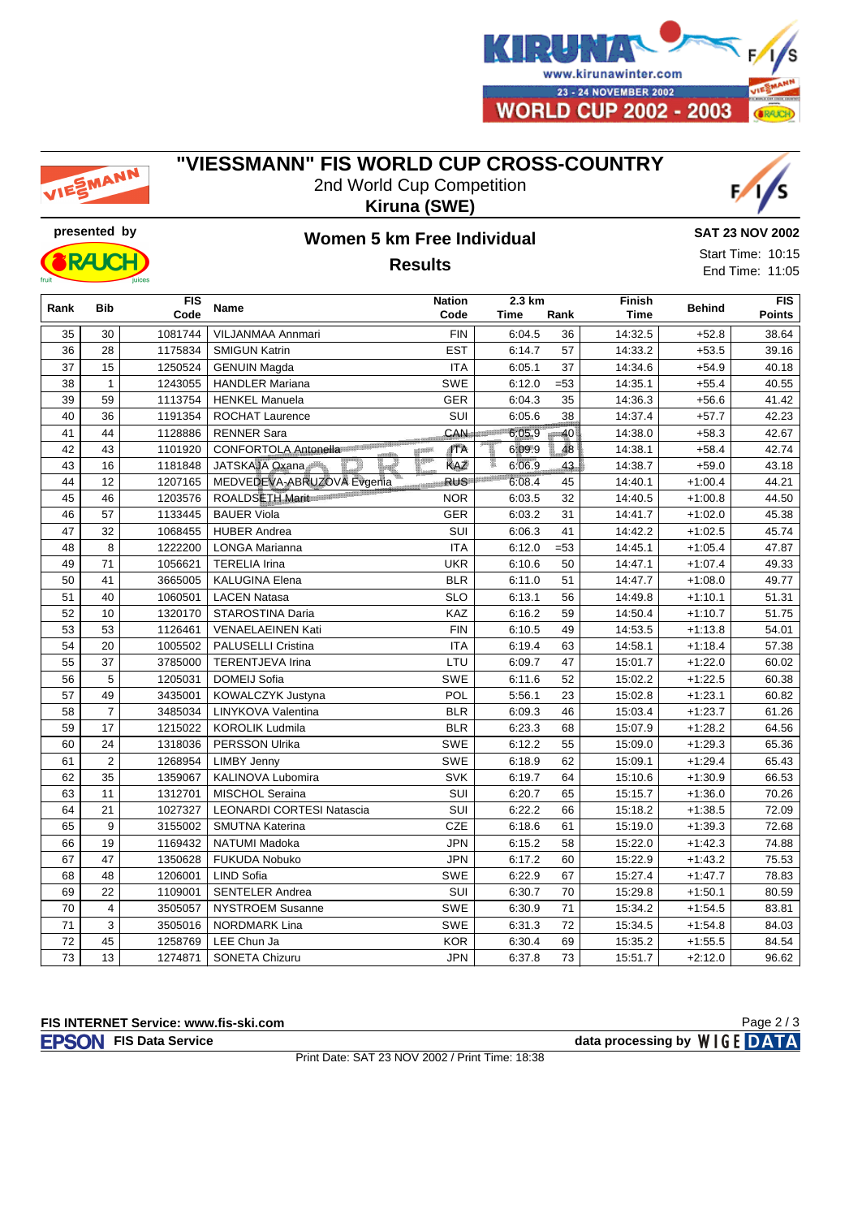# "VIESSMANN" FIS WORLD CUP CROSS-COUNTRY

2nd World Cup Competition

**Kiruna (SWE)**

**presented by**

## Women 5 km Free Individual

## Results

**SAT 23 NOV 2002**

Start Time: 10:15

End Time: 11:05

| Rank | Bib | FIS Code | Name | Nation Code | 2.3 km Time | 2.3 km Rank | Finish Time | Behind | FIS Points |
|---|---|---|---|---|---|---|---|---|---|
| 35 | 30 | 1081744 | VILJANMAA Annmari | FIN | 6:04.5 | 36 | 14:32.5 | +52.8 | 38.64 |
| 36 | 28 | 1175834 | SMIGUN Katrin | EST | 6:14.7 | 57 | 14:33.2 | +53.5 | 39.16 |
| 37 | 15 | 1250524 | GENUIN Magda | ITA | 6:05.1 | 37 | 14:34.6 | +54.9 | 40.18 |
| 38 | 1 | 1243055 | HANDLER Mariana | SWE | 6:12.0 | =53 | 14:35.1 | +55.4 | 40.55 |
| 39 | 59 | 1113754 | HENKEL Manuela | GER | 6:04.3 | 35 | 14:36.3 | +56.6 | 41.42 |
| 40 | 36 | 1191354 | ROCHAT Laurence | SUI | 6:05.6 | 38 | 14:37.4 | +57.7 | 42.23 |
| 41 | 44 | 1128886 | RENNER Sara | CAN | 6:05.9 | 40 | 14:38.0 | +58.3 | 42.67 |
| 42 | 43 | 1101920 | CONFORTOLA Antonella | ITA | 6:09.9 | 48 | 14:38.1 | +58.4 | 42.74 |
| 43 | 16 | 1181848 | JATSKAJA Oxana | KAZ | 6:06.9 | 43 | 14:38.7 | +59.0 | 43.18 |
| 44 | 12 | 1207165 | MEDVEDEVA-ABRUZOVA Evgenia | RUS | 6:08.4 | 45 | 14:40.1 | +1:00.4 | 44.21 |
| 45 | 46 | 1203576 | ROALDSETH Marit | NOR | 6:03.5 | 32 | 14:40.5 | +1:00.8 | 44.50 |
| 46 | 57 | 1133445 | BAUER Viola | GER | 6:03.2 | 31 | 14:41.7 | +1:02.0 | 45.38 |
| 47 | 32 | 1068455 | HUBER Andrea | SUI | 6:06.3 | 41 | 14:42.2 | +1:02.5 | 45.74 |
| 48 | 8 | 1222200 | LONGA Marianna | ITA | 6:12.0 | =53 | 14:45.1 | +1:05.4 | 47.87 |
| 49 | 71 | 1056621 | TERELIA Irina | UKR | 6:10.6 | 50 | 14:47.1 | +1:07.4 | 49.33 |
| 50 | 41 | 3665005 | KALUGINA Elena | BLR | 6:11.0 | 51 | 14:47.7 | +1:08.0 | 49.77 |
| 51 | 40 | 1060501 | LACEN Natasa | SLO | 6:13.1 | 56 | 14:49.8 | +1:10.1 | 51.31 |
| 52 | 10 | 1320170 | STAROSTINA Daria | KAZ | 6:16.2 | 59 | 14:50.4 | +1:10.7 | 51.75 |
| 53 | 53 | 1126461 | VENAELAEINEN Kati | FIN | 6:10.5 | 49 | 14:53.5 | +1:13.8 | 54.01 |
| 54 | 20 | 1005502 | PALUSELLI Cristina | ITA | 6:19.4 | 63 | 14:58.1 | +1:18.4 | 57.38 |
| 55 | 37 | 3785000 | TERENTJEVA Irina | LTU | 6:09.7 | 47 | 15:01.7 | +1:22.0 | 60.02 |
| 56 | 5 | 1205031 | DOMEIJ Sofia | SWE | 6:11.6 | 52 | 15:02.2 | +1:22.5 | 60.38 |
| 57 | 49 | 3435001 | KOWALCZYK Justyna | POL | 5:56.1 | 23 | 15:02.8 | +1:23.1 | 60.82 |
| 58 | 7 | 3485034 | LINYKOVA Valentina | BLR | 6:09.3 | 46 | 15:03.4 | +1:23.7 | 61.26 |
| 59 | 17 | 1215022 | KOROLIK Ludmila | BLR | 6:23.3 | 68 | 15:07.9 | +1:28.2 | 64.56 |
| 60 | 24 | 1318036 | PERSSON Ulrika | SWE | 6:12.2 | 55 | 15:09.0 | +1:29.3 | 65.36 |
| 61 | 2 | 1268954 | LIMBY Jenny | SWE | 6:18.9 | 62 | 15:09.1 | +1:29.4 | 65.43 |
| 62 | 35 | 1359067 | KALINOVA Lubomira | SVK | 6:19.7 | 64 | 15:10.6 | +1:30.9 | 66.53 |
| 63 | 11 | 1312701 | MISCHOL Seraina | SUI | 6:20.7 | 65 | 15:15.7 | +1:36.0 | 70.26 |
| 64 | 21 | 1027327 | LEONARDI CORTESI Natascia | SUI | 6:22.2 | 66 | 15:18.2 | +1:38.5 | 72.09 |
| 65 | 9 | 3155002 | SMUTNA Katerina | CZE | 6:18.6 | 61 | 15:19.0 | +1:39.3 | 72.68 |
| 66 | 19 | 1169432 | NATUMI Madoka | JPN | 6:15.2 | 58 | 15:22.0 | +1:42.3 | 74.88 |
| 67 | 47 | 1350628 | FUKUDA Nobuko | JPN | 6:17.2 | 60 | 15:22.9 | +1:43.2 | 75.53 |
| 68 | 48 | 1206001 | LIND Sofia | SWE | 6:22.9 | 67 | 15:27.4 | +1:47.7 | 78.83 |
| 69 | 22 | 1109001 | SENTELER Andrea | SUI | 6:30.7 | 70 | 15:29.8 | +1:50.1 | 80.59 |
| 70 | 4 | 3505057 | NYSTROEM Susanne | SWE | 6:30.9 | 71 | 15:34.2 | +1:54.5 | 83.81 |
| 71 | 3 | 3505016 | NORDMARK Lina | SWE | 6:31.3 | 72 | 15:34.5 | +1:54.8 | 84.03 |
| 72 | 45 | 1258769 | LEE Chun Ja | KOR | 6:30.4 | 69 | 15:35.2 | +1:55.5 | 84.54 |
| 73 | 13 | 1274871 | SONETA Chizuru | JPN | 6:37.8 | 73 | 15:51.7 | +2:12.0 | 96.62 |

**FIS INTERNET Service: www.fis-ski.com**

**FIS Data Service** — **data processing by WIGE DATA**

Print Date: SAT 23 NOV 2002 / Print Time: 18:38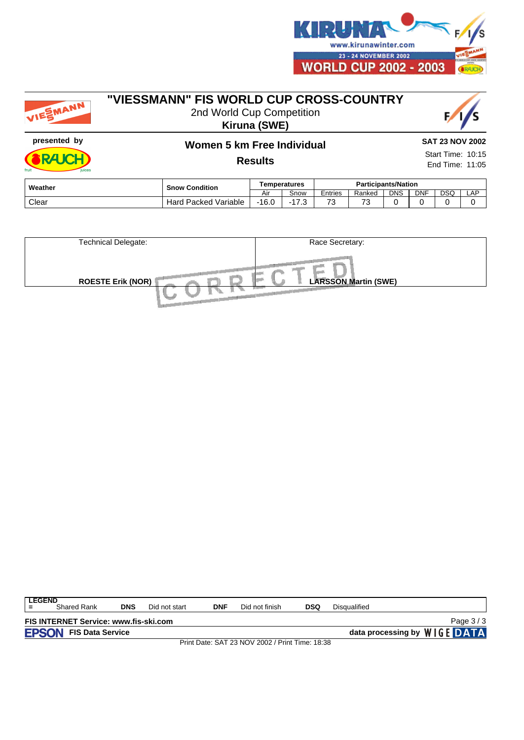# "VIESSMANN" FIS WORLD CUP CROSS-COUNTRY

2nd World Cup Competition

**Kiruna (SWE)**

presented by

## Women 5 km Free Individual

**SAT 23 NOV 2002**

Start Time: 10:15

End Time: 11:05

## Results

| Weather | Snow Condition | Temperatures | | Participants/Nation | | | | | |
|---|---|---|---|---|---|---|---|---|---|
| | | Air | Snow | Entries | Ranked | DNS | DNF | DSQ | LAP |
| Clear | Hard Packed Variable | -16.0 | -17.3 | 73 | 73 | 0 | 0 | 0 | 0 |

| Technical Delegate: | Race Secretary: |
|---|---|
| **ROESTE Erik (NOR)** | **LARSSON Martin (SWE)** |

CORRECTED

**LEGEND**

= Shared Rank **DNS** Did not start **DNF** Did not finish **DSQ** Disqualified

**FIS INTERNET Service: www.fis-ski.com**

**EPSON FIS Data Service** **data processing by WIGE DATA**

Print Date: SAT 23 NOV 2002 / Print Time: 18:38